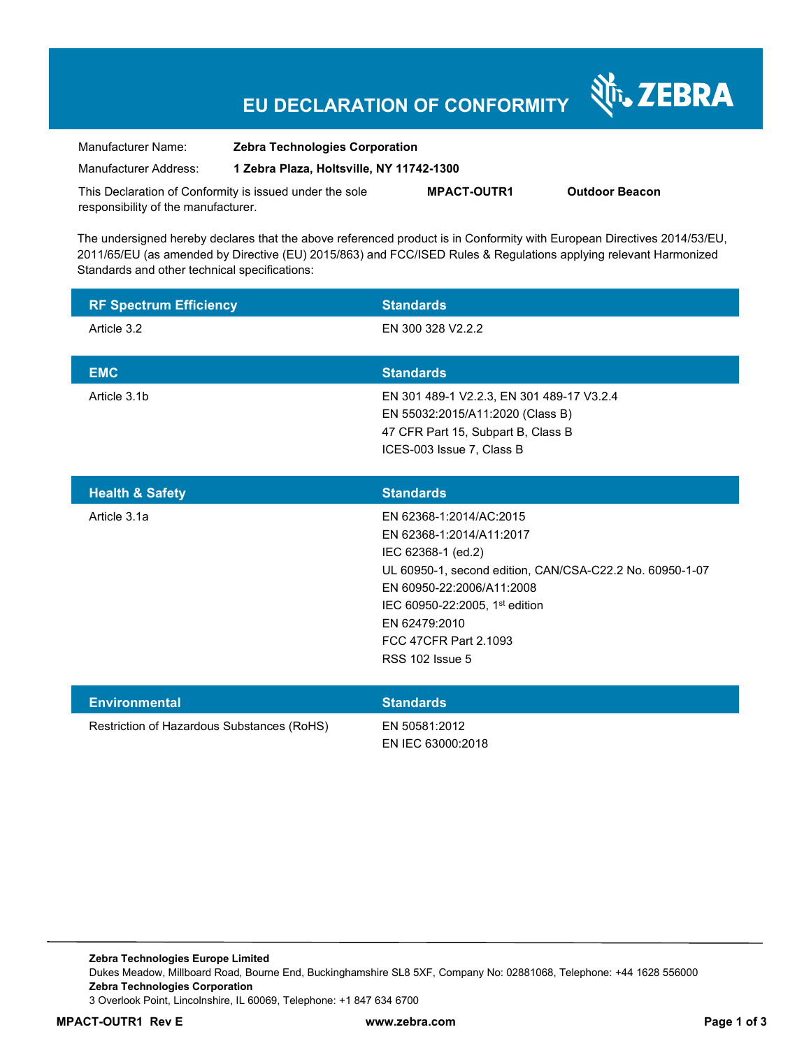# EU DECLARATION OF CONFORMITY

ZEBRA

| | |
|---|---|
| Manufacturer Name: | **Zebra Technologies Corporation** |
| Manufacturer Address: | **1 Zebra Plaza, Holtsville, NY 11742-1300** |

This Declaration of Conformity is issued under the sole responsibility of the manufacturer. **MPACT-OUTR1** **Outdoor Beacon**

The undersigned hereby declares that the above referenced product is in Conformity with European Directives 2014/53/EU, 2011/65/EU (as amended by Directive (EU) 2015/863) and FCC/ISED Rules & Regulations applying relevant Harmonized Standards and other technical specifications:

| RF Spectrum Efficiency | Standards |
|---|---|
| Article 3.2 | EN 300 328 V2.2.2 |

| EMC | Standards |
|---|---|
| Article 3.1b | EN 301 489-1 V2.2.3, EN 301 489-17 V3.2.4<br>EN 55032:2015/A11:2020 (Class B)<br>47 CFR Part 15, Subpart B, Class B<br>ICES-003 Issue 7, Class B |

| Health & Safety | Standards |
|---|---|
| Article 3.1a | EN 62368-1:2014/AC:2015<br>EN 62368-1:2014/A11:2017<br>IEC 62368-1 (ed.2)<br>UL 60950-1, second edition, CAN/CSA-C22.2 No. 60950-1-07<br>EN 60950-22:2006/A11:2008<br>IEC 60950-22:2005, 1st edition<br>EN 62479:2010<br>FCC 47CFR Part 2.1093<br>RSS 102 Issue 5 |

| Environmental | Standards |
|---|---|
| Restriction of Hazardous Substances (RoHS) | EN 50581:2012<br>EN IEC 63000:2018 |

**Zebra Technologies Europe Limited**
Dukes Meadow, Millboard Road, Bourne End, Buckinghamshire SL8 5XF, Company No: 02881068, Telephone: +44 1628 556000
**Zebra Technologies Corporation**
3 Overlook Point, Lincolnshire, IL 60069, Telephone: +1 847 634 6700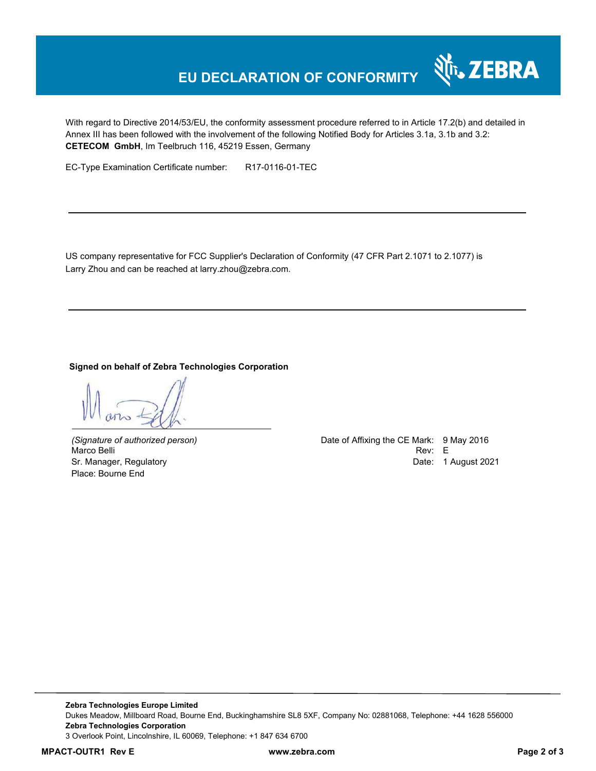# EU DECLARATION OF CONFORMITY

With regard to Directive 2014/53/EU, the conformity assessment procedure referred to in Article 17.2(b) and detailed in Annex III has been followed with the involvement of the following Notified Body for Articles 3.1a, 3.1b and 3.2:
**CETECOM GmbH**, Im Teelbruch 116, 45219 Essen, Germany

EC-Type Examination Certificate number: R17-0116-01-TEC

---

US company representative for FCC Supplier's Declaration of Conformity (47 CFR Part 2.1071 to 2.1077) is Larry Zhou and can be reached at larry.zhou@zebra.com.

---

**Signed on behalf of Zebra Technologies Corporation**

*(Signature of authorized person)*
Marco Belli
Sr. Manager, Regulatory
Place: Bourne End

Date of Affixing the CE Mark: 9 May 2016
Rev: E
Date: 1 August 2021

**Zebra Technologies Europe Limited**
Dukes Meadow, Millboard Road, Bourne End, Buckinghamshire SL8 5XF, Company No: 02881068, Telephone: +44 1628 556000
**Zebra Technologies Corporation**
3 Overlook Point, Lincolnshire, IL 60069, Telephone: +1 847 634 6700

**MPACT-OUTR1 Rev E** **www.zebra.com**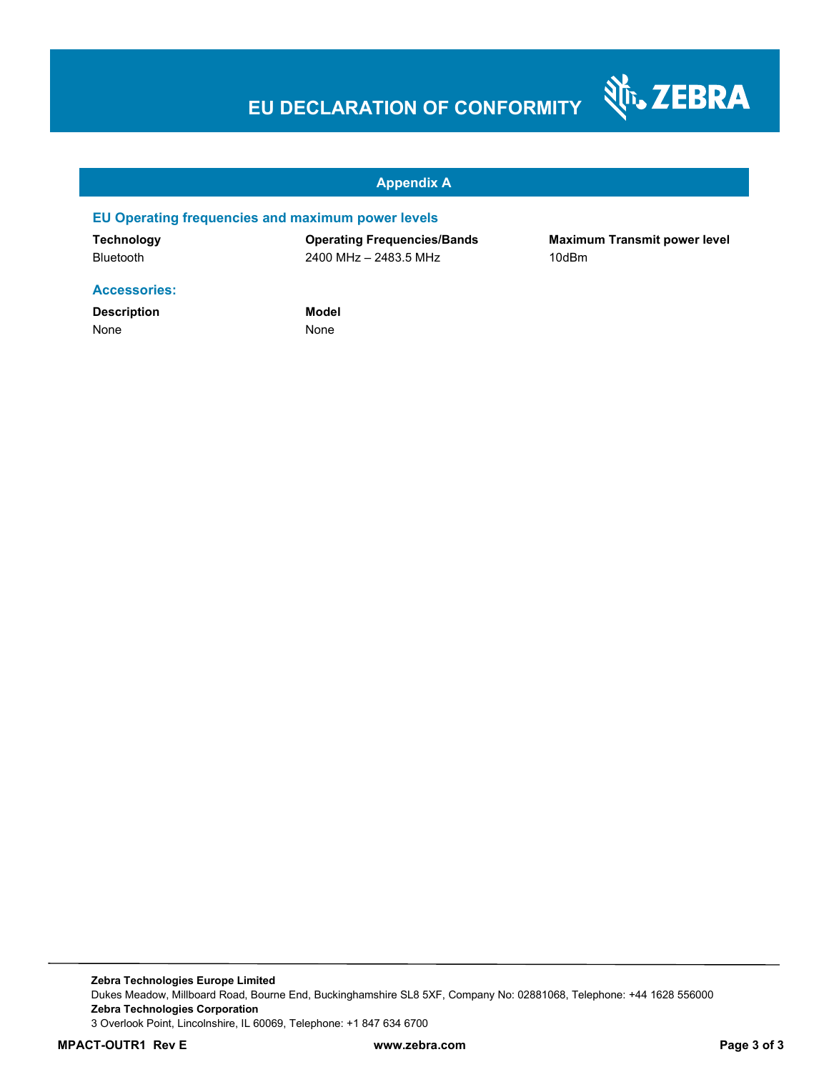# EU DECLARATION OF CONFORMITY

## Appendix A

### EU Operating frequencies and maximum power levels

| Technology | Operating Frequencies/Bands | Maximum Transmit power level |
|---|---|---|
| Bluetooth | 2400 MHz – 2483.5 MHz | 10dBm |

### Accessories:

| Description | Model |
|---|---|
| None | None |

**Zebra Technologies Europe Limited**
Dukes Meadow, Millboard Road, Bourne End, Buckinghamshire SL8 5XF, Company No: 02881068, Telephone: +44 1628 556000
**Zebra Technologies Corporation**
3 Overlook Point, Lincolnshire, IL 60069, Telephone: +1 847 634 6700

**MPACT-OUTR1 Rev E** **www.zebra.com**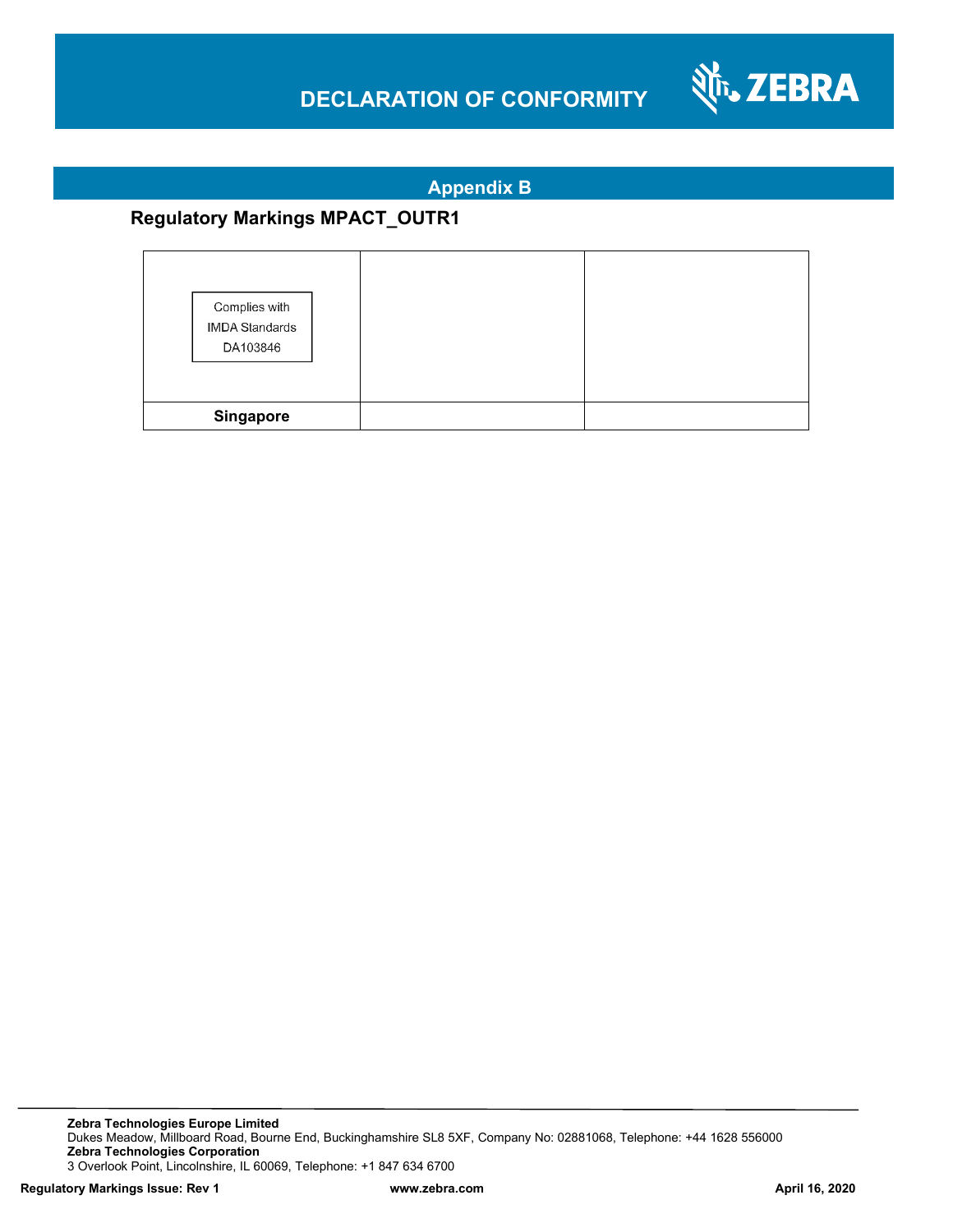## Appendix B

### Regulatory Markings MPACT_OUTR1

| | | |
|---|---|---|
| Complies with IMDA Standards DA103846 | | |
| **Singapore** | | |

**Zebra Technologies Europe Limited**
Dukes Meadow, Millboard Road, Bourne End, Buckinghamshire SL8 5XF, Company No: 02881068, Telephone: +44 1628 556000
**Zebra Technologies Corporation**
3 Overlook Point, Lincolnshire, IL 60069, Telephone: +1 847 634 6700